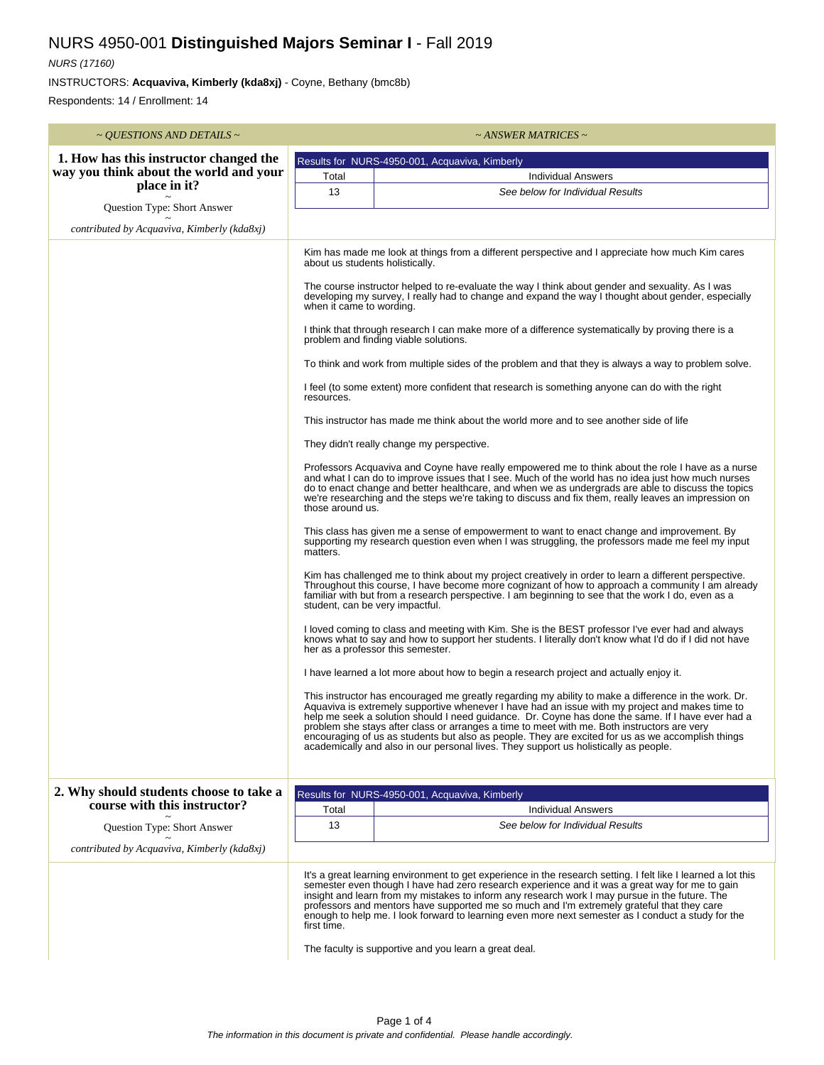# NURS 4950-001 **Distinguished Majors Seminar I** - Fall 2019

*NURS (17160)*

INSTRUCTORS: **Acquaviva, Kimberly (kda8xj)** - Coyne, Bethany (bmc8b)

Respondents: 14 / Enrollment: 14

| ~ QUESTIONS AND DETAILS ~ | ~ ANSWER MATRICES ~ |
|---|---|

## 1. How has this instructor changed the way you think about the world and your place in it?

~
Question Type: Short Answer
~
*contributed by Acquaviva, Kimberly (kda8xj)*

| Results for NURS-4950-001, Acquaviva, Kimberly | |
|---|---|
| Total | Individual Answers |
| 13 | *See below for Individual Results* |

Kim has made me look at things from a different perspective and I appreciate how much Kim cares about us students holistically.

The course instructor helped to re-evaluate the way I think about gender and sexuality. As I was developing my survey, I really had to change and expand the way I thought about gender, especially when it came to wording.

I think that through research I can make more of a difference systematically by proving there is a problem and finding viable solutions.

To think and work from multiple sides of the problem and that they is always a way to problem solve.

I feel (to some extent) more confident that research is something anyone can do with the right resources.

This instructor has made me think about the world more and to see another side of life

They didn't really change my perspective.

Professors Acquaviva and Coyne have really empowered me to think about the role I have as a nurse and what I can do to improve issues that I see. Much of the world has no idea just how much nurses do to enact change and better healthcare, and when we as undergrads are able to discuss the topics we're researching and the steps we're taking to discuss and fix them, really leaves an impression on those around us.

This class has given me a sense of empowerment to want to enact change and improvement. By supporting my research question even when I was struggling, the professors made me feel my input matters.

Kim has challenged me to think about my project creatively in order to learn a different perspective. Throughout this course, I have become more cognizant of how to approach a community I am already familiar with but from a research perspective. I am beginning to see that the work I do, even as a student, can be very impactful.

I loved coming to class and meeting with Kim. She is the BEST professor I've ever had and always knows what to say and how to support her students. I literally don't know what I'd do if I did not have her as a professor this semester.

I have learned a lot more about how to begin a research project and actually enjoy it.

This instructor has encouraged me greatly regarding my ability to make a difference in the work. Dr. Aquaviva is extremely supportive whenever I have had an issue with my project and makes time to help me seek a solution should I need guidance. Dr. Coyne has done the same. If I have ever had a problem she stays after class or arranges a time to meet with me. Both instructors are very encouraging of us as students but also as people. They are excited for us as we accomplish things academically and also in our personal lives. They support us holistically as people.

## 2. Why should students choose to take a course with this instructor?

~
Question Type: Short Answer
~
*contributed by Acquaviva, Kimberly (kda8xj)*

| Results for NURS-4950-001, Acquaviva, Kimberly | |
|---|---|
| Total | Individual Answers |
| 13 | *See below for Individual Results* |

It's a great learning environment to get experience in the research setting. I felt like I learned a lot this semester even though I have had zero research experience and it was a great way for me to gain insight and learn from my mistakes to inform any research work I may pursue in the future. The professors and mentors have supported me so much and I'm extremely grateful that they care enough to help me. I look forward to learning even more next semester as I conduct a study for the first time.

The faculty is supportive and you learn a great deal.

*The information in this document is private and confidential. Please handle accordingly.*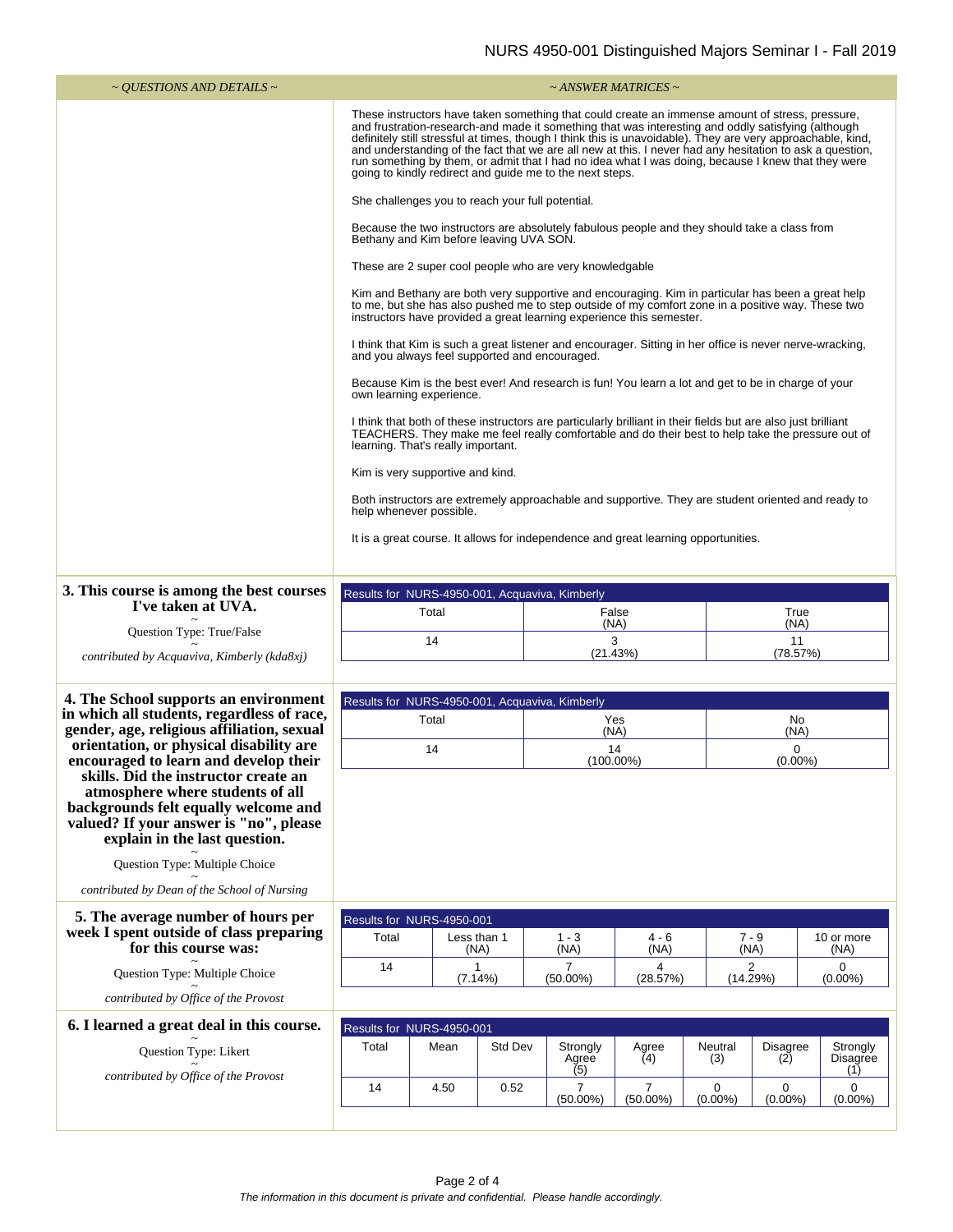| ~ QUESTIONS AND DETAILS ~ | ~ ANSWER MATRICES ~ |
|---|---|

These instructors have taken something that could create an immense amount of stress, pressure, and frustration-research-and made it something that was interesting and oddly satisfying (although definitely still stressful at times, though I think this is unavoidable). They are very approachable, kind, and understanding of the fact that we are all new at this. I never had any hesitation to ask a question, run something by them, or admit that I had no idea what I was doing, because I knew that they were going to kindly redirect and guide me to the next steps.

She challenges you to reach your full potential.

Because the two instructors are absolutely fabulous people and they should take a class from Bethany and Kim before leaving UVA SON.

These are 2 super cool people who are very knowledgable

Kim and Bethany are both very supportive and encouraging. Kim in particular has been a great help to me, but she has also pushed me to step outside of my comfort zone in a positive way. These two instructors have provided a great learning experience this semester.

I think that Kim is such a great listener and encourager. Sitting in her office is never nerve-wracking, and you always feel supported and encouraged.

Because Kim is the best ever! And research is fun! You learn a lot and get to be in charge of your own learning experience.

I think that both of these instructors are particularly brilliant in their fields but are also just brilliant TEACHERS. They make me feel really comfortable and do their best to help take the pressure out of learning. That's really important.

Kim is very supportive and kind.

Both instructors are extremely approachable and supportive. They are student oriented and ready to help whenever possible.

It is a great course. It allows for independence and great learning opportunities.

**3. This course is among the best courses I've taken at UVA.**

~
Question Type: True/False
~
*contributed by Acquaviva, Kimberly (kda8xj)*

Results for NURS-4950-001, Acquaviva, Kimberly

| Total | False (NA) | True (NA) |
|---|---|---|
| 14 | 3 (21.43%) | 11 (78.57%) |

**4. The School supports an environment in which all students, regardless of race, gender, age, religious affiliation, sexual orientation, or physical disability are encouraged to learn and develop their skills. Did the instructor create an atmosphere where students of all backgrounds felt equally welcome and valued? If your answer is "no", please explain in the last question.**

~
Question Type: Multiple Choice
~
*contributed by Dean of the School of Nursing*

Results for NURS-4950-001, Acquaviva, Kimberly

| Total | Yes (NA) | No (NA) |
|---|---|---|
| 14 | 14 (100.00%) | 0 (0.00%) |

**5. The average number of hours per week I spent outside of class preparing for this course was:**

~
Question Type: Multiple Choice
~
*contributed by Office of the Provost*

Results for NURS-4950-001

| Total | Less than 1 (NA) | 1 - 3 (NA) | 4 - 6 (NA) | 7 - 9 (NA) | 10 or more (NA) |
|---|---|---|---|---|---|
| 14 | 1 (7.14%) | 7 (50.00%) | 4 (28.57%) | 2 (14.29%) | 0 (0.00%) |

**6. I learned a great deal in this course.**

~
Question Type: Likert
~
*contributed by Office of the Provost*

Results for NURS-4950-001

| Total | Mean | Std Dev | Strongly Agree (5) | Agree (4) | Neutral (3) | Disagree (2) | Strongly Disagree (1) |
|---|---|---|---|---|---|---|---|
| 14 | 4.50 | 0.52 | 7 (50.00%) | 7 (50.00%) | 0 (0.00%) | 0 (0.00%) | 0 (0.00%) |

*The information in this document is private and confidential. Please handle accordingly.*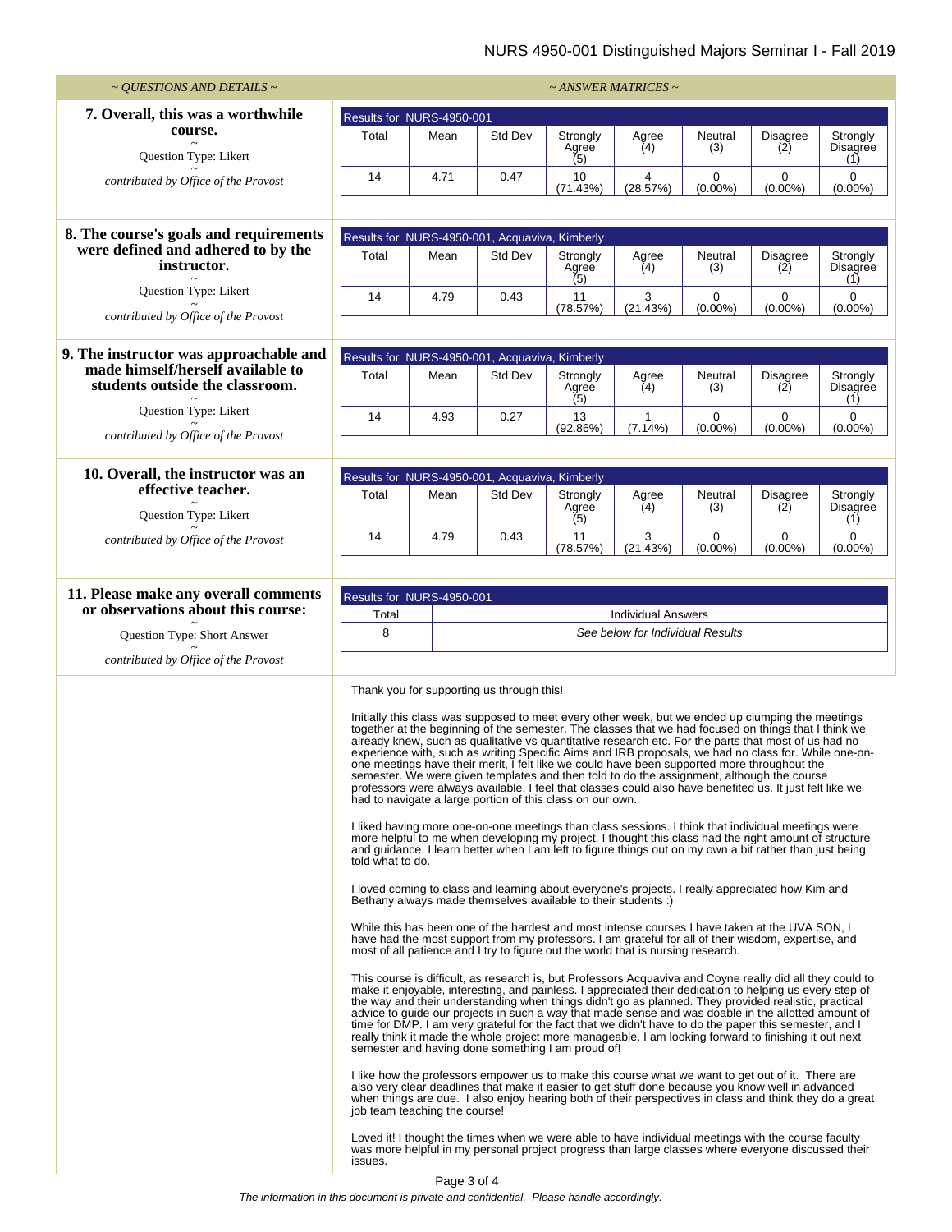| ~ QUESTIONS AND DETAILS ~ | ~ ANSWER MATRICES ~ |
| --- | --- |

### 7. Overall, this was a worthwhile course.

Question Type: Likert

*contributed by Office of the Provost*

Results for NURS-4950-001

| Total | Mean | Std Dev | Strongly Agree (5) | Agree (4) | Neutral (3) | Disagree (2) | Strongly Disagree (1) |
| --- | --- | --- | --- | --- | --- | --- | --- |
| 14 | 4.71 | 0.47 | 10 (71.43%) | 4 (28.57%) | 0 (0.00%) | 0 (0.00%) | 0 (0.00%) |

### 8. The course's goals and requirements were defined and adhered to by the instructor.

Question Type: Likert

*contributed by Office of the Provost*

Results for NURS-4950-001, Acquaviva, Kimberly

| Total | Mean | Std Dev | Strongly Agree (5) | Agree (4) | Neutral (3) | Disagree (2) | Strongly Disagree (1) |
| --- | --- | --- | --- | --- | --- | --- | --- |
| 14 | 4.79 | 0.43 | 11 (78.57%) | 3 (21.43%) | 0 (0.00%) | 0 (0.00%) | 0 (0.00%) |

### 9. The instructor was approachable and made himself/herself available to students outside the classroom.

Question Type: Likert

*contributed by Office of the Provost*

Results for NURS-4950-001, Acquaviva, Kimberly

| Total | Mean | Std Dev | Strongly Agree (5) | Agree (4) | Neutral (3) | Disagree (2) | Strongly Disagree (1) |
| --- | --- | --- | --- | --- | --- | --- | --- |
| 14 | 4.93 | 0.27 | 13 (92.86%) | 1 (7.14%) | 0 (0.00%) | 0 (0.00%) | 0 (0.00%) |

### 10. Overall, the instructor was an effective teacher.

Question Type: Likert

*contributed by Office of the Provost*

Results for NURS-4950-001, Acquaviva, Kimberly

| Total | Mean | Std Dev | Strongly Agree (5) | Agree (4) | Neutral (3) | Disagree (2) | Strongly Disagree (1) |
| --- | --- | --- | --- | --- | --- | --- | --- |
| 14 | 4.79 | 0.43 | 11 (78.57%) | 3 (21.43%) | 0 (0.00%) | 0 (0.00%) | 0 (0.00%) |

### 11. Please make any overall comments or observations about this course:

Question Type: Short Answer

*contributed by Office of the Provost*

Results for NURS-4950-001

| Total | Individual Answers |
| --- | --- |
| 8 | *See below for Individual Results* |

Thank you for supporting us through this!

Initially this class was supposed to meet every other week, but we ended up clumping the meetings together at the beginning of the semester. The classes that we had focused on things that I think we already knew, such as qualitative vs quantitative research etc. For the parts that most of us had no experience with, such as writing Specific Aims and IRB proposals, we had no class for. While one-on-one meetings have their merit, I felt like we could have been supported more throughout the semester. We were given templates and then told to do the assignment, although the course professors were always available, I feel that classes could also have benefited us. It just felt like we had to navigate a large portion of this class on our own.

I liked having more one-on-one meetings than class sessions. I think that individual meetings were more helpful to me when developing my project. I thought this class had the right amount of structure and guidance. I learn better when I am left to figure things out on my own a bit rather than just being told what to do.

I loved coming to class and learning about everyone's projects. I really appreciated how Kim and Bethany always made themselves available to their students :)

While this has been one of the hardest and most intense courses I have taken at the UVA SON, I have had the most support from my professors. I am grateful for all of their wisdom, expertise, and most of all patience and I try to figure out the world that is nursing research.

This course is difficult, as research is, but Professors Acquaviva and Coyne really did all they could to make it enjoyable, interesting, and painless. I appreciated their dedication to helping us every step of the way and their understanding when things didn't go as planned. They provided realistic, practical advice to guide our projects in such a way that made sense and was doable in the allotted amount of time for DMP. I am very grateful for the fact that we didn't have to do the paper this semester, and I really think it made the whole project more manageable. I am looking forward to finishing it out next semester and having done something I am proud of!

I like how the professors empower us to make this course what we want to get out of it. There are also very clear deadlines that make it easier to get stuff done because you know well in advanced when things are due. I also enjoy hearing both of their perspectives in class and think they do a great job team teaching the course!

Loved it! I thought the times when we were able to have individual meetings with the course faculty was more helpful in my personal project progress than large classes where everyone discussed their issues.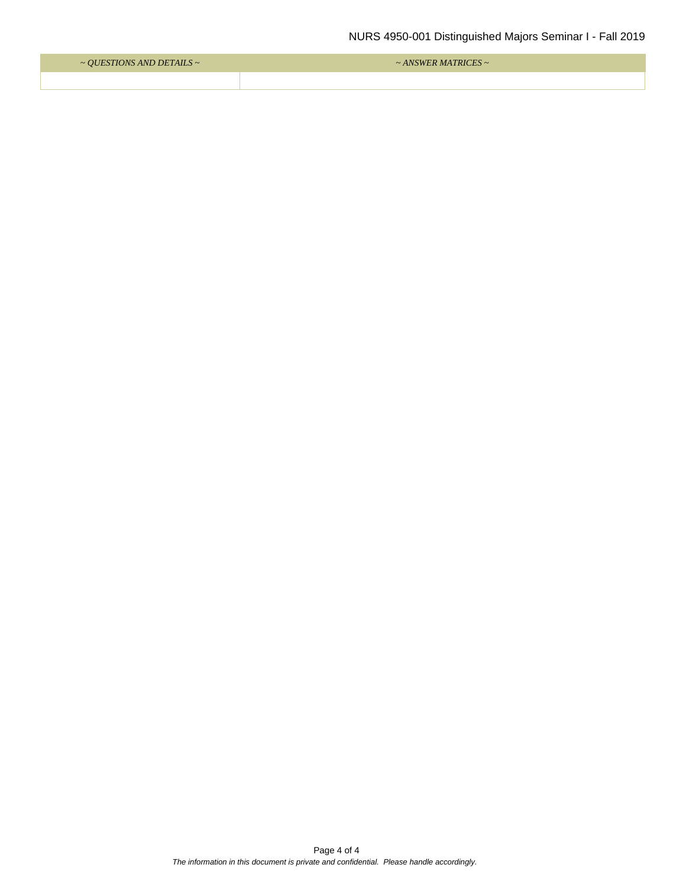| *~ QUESTIONS AND DETAILS ~* | *~ ANSWER MATRICES ~* |
| --- | --- |
| | |